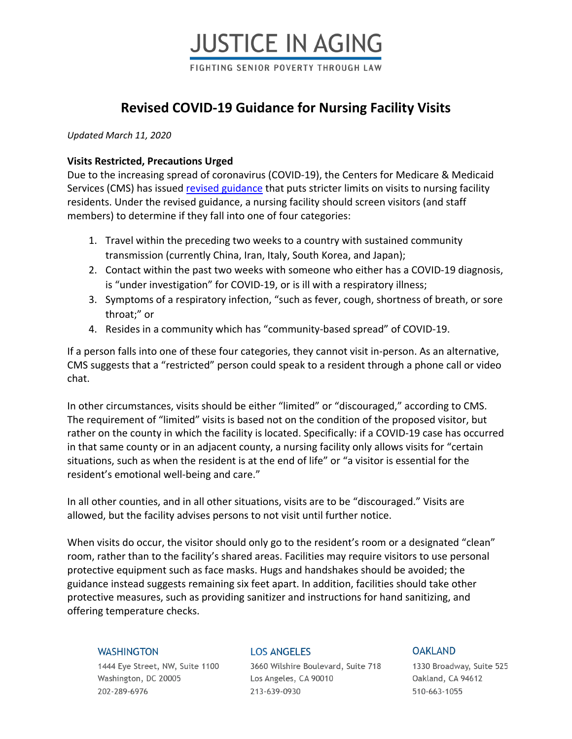# JUSTICE IN AGING

FIGHTING SENIOR POVERTY THROUGH LAW

## Revised COVID-19 Guidance for Nursing Facility Visits

*Updated March 11, 2020*

### Visits Restricted, Precautions Urged

Due to the increasing spread of coronavirus (COVID-19), the Centers for Medicare & Medicaid Services (CMS) has issued revised guidance that puts stricter limits on visits to nursing facility residents. Under the revised guidance, a nursing facility should screen visitors (and staff members) to determine if they fall into one of four categories:

1. Travel within the preceding two weeks to a country with sustained community transmission (currently China, Iran, Italy, South Korea, and Japan);
2. Contact within the past two weeks with someone who either has a COVID-19 diagnosis, is "under investigation" for COVID-19, or is ill with a respiratory illness;
3. Symptoms of a respiratory infection, "such as fever, cough, shortness of breath, or sore throat;" or
4. Resides in a community which has "community-based spread" of COVID-19.

If a person falls into one of these four categories, they cannot visit in-person. As an alternative, CMS suggests that a "restricted" person could speak to a resident through a phone call or video chat.

In other circumstances, visits should be either "limited" or "discouraged," according to CMS. The requirement of "limited" visits is based not on the condition of the proposed visitor, but rather on the county in which the facility is located. Specifically: if a COVID-19 case has occurred in that same county or in an adjacent county, a nursing facility only allows visits for "certain situations, such as when the resident is at the end of life" or "a visitor is essential for the resident's emotional well-being and care."

In all other counties, and in all other situations, visits are to be "discouraged." Visits are allowed, but the facility advises persons to not visit until further notice.

When visits do occur, the visitor should only go to the resident's room or a designated "clean" room, rather than to the facility's shared areas. Facilities may require visitors to use personal protective equipment such as face masks. Hugs and handshakes should be avoided; the guidance instead suggests remaining six feet apart. In addition, facilities should take other protective measures, such as providing sanitizer and instructions for hand sanitizing, and offering temperature checks.

**WASHINGTON**
1444 Eye Street, NW, Suite 1100
Washington, DC 20005
202-289-6976

**LOS ANGELES**
3660 Wilshire Boulevard, Suite 718
Los Angeles, CA 90010
213-639-0930

**OAKLAND**
1330 Broadway, Suite 525
Oakland, CA 94612
510-663-1055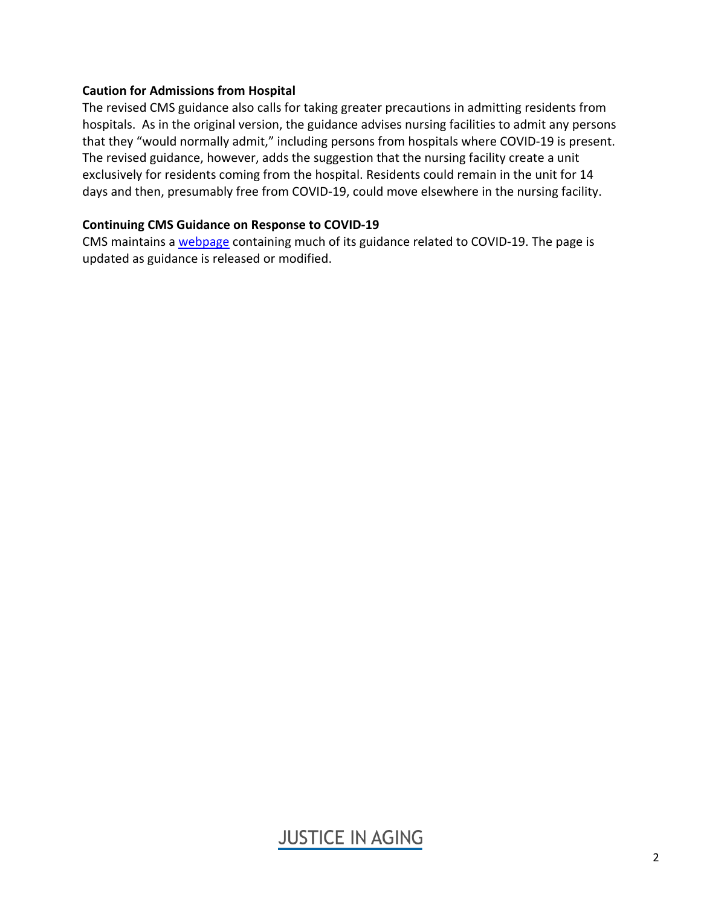**Caution for Admissions from Hospital**

The revised CMS guidance also calls for taking greater precautions in admitting residents from hospitals. As in the original version, the guidance advises nursing facilities to admit any persons that they "would normally admit," including persons from hospitals where COVID-19 is present. The revised guidance, however, adds the suggestion that the nursing facility create a unit exclusively for residents coming from the hospital. Residents could remain in the unit for 14 days and then, presumably free from COVID-19, could move elsewhere in the nursing facility.

**Continuing CMS Guidance on Response to COVID-19**

CMS maintains a webpage containing much of its guidance related to COVID-19. The page is updated as guidance is released or modified.